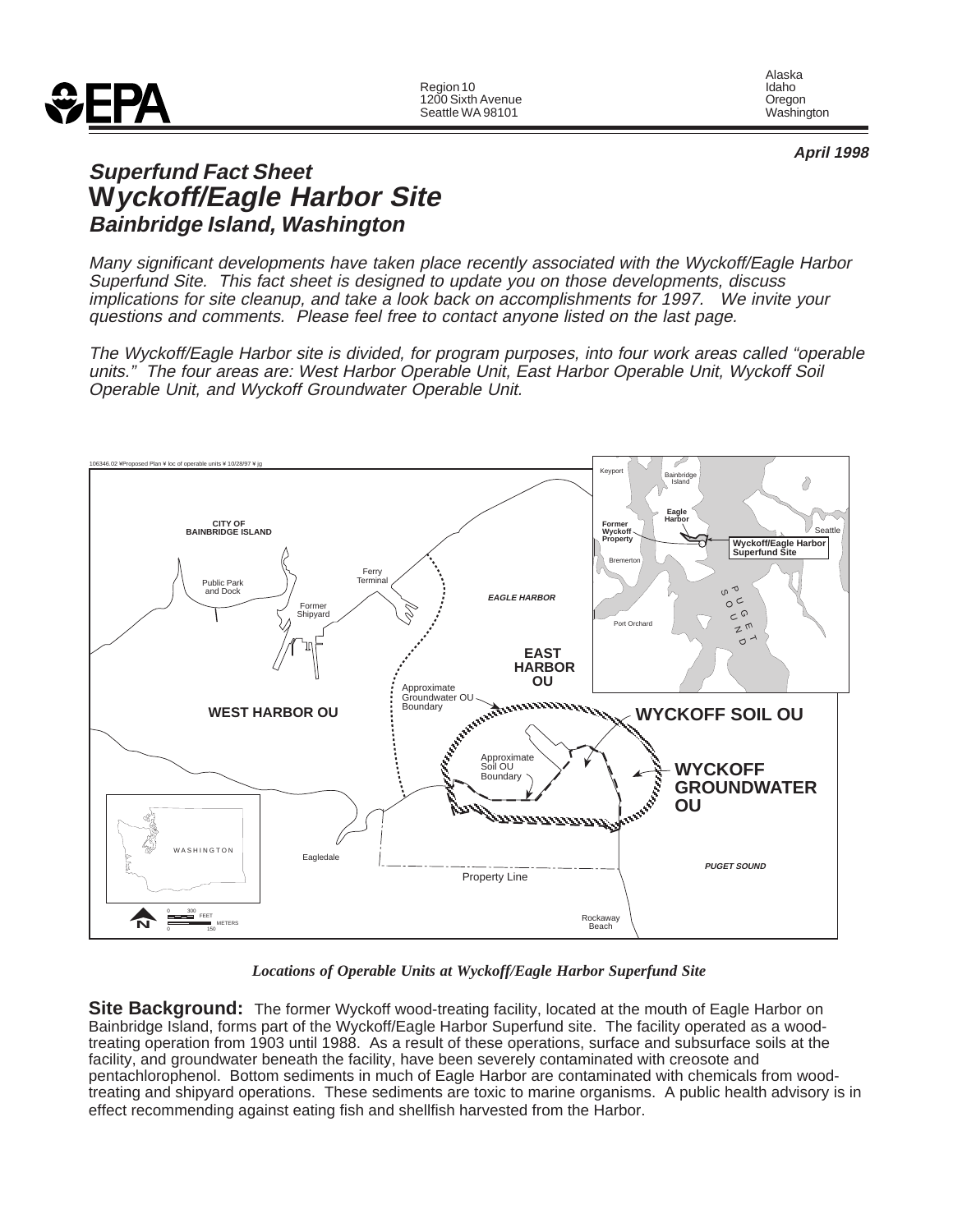EPA

Region 10
1200 Sixth Avenue
Seattle WA 98101

Alaska
Idaho
Oregon
Washington

***April 1998***

# *Superfund Fact Sheet*
# Wyckoff/Eagle Harbor Site
## *Bainbridge Island, Washington*

*Many significant developments have taken place recently associated with the Wyckoff/Eagle Harbor Superfund Site. This fact sheet is designed to update you on those developments, discuss implications for site cleanup, and take a look back on accomplishments for 1997. We invite your questions and comments. Please feel free to contact anyone listed on the last page.*

*The Wyckoff/Eagle Harbor site is divided, for program purposes, into four work areas called "operable units." The four areas are: West Harbor Operable Unit, East Harbor Operable Unit, Wyckoff Soil Operable Unit, and Wyckoff Groundwater Operable Unit.*

***Locations of Operable Units at Wyckoff/Eagle Harbor Superfund Site***

**Site Background:** The former Wyckoff wood-treating facility, located at the mouth of Eagle Harbor on Bainbridge Island, forms part of the Wyckoff/Eagle Harbor Superfund site. The facility operated as a wood-treating operation from 1903 until 1988. As a result of these operations, surface and subsurface soils at the facility, and groundwater beneath the facility, have been severely contaminated with creosote and pentachlorophenol. Bottom sediments in much of Eagle Harbor are contaminated with chemicals from wood-treating and shipyard operations. These sediments are toxic to marine organisms. A public health advisory is in effect recommending against eating fish and shellfish harvested from the Harbor.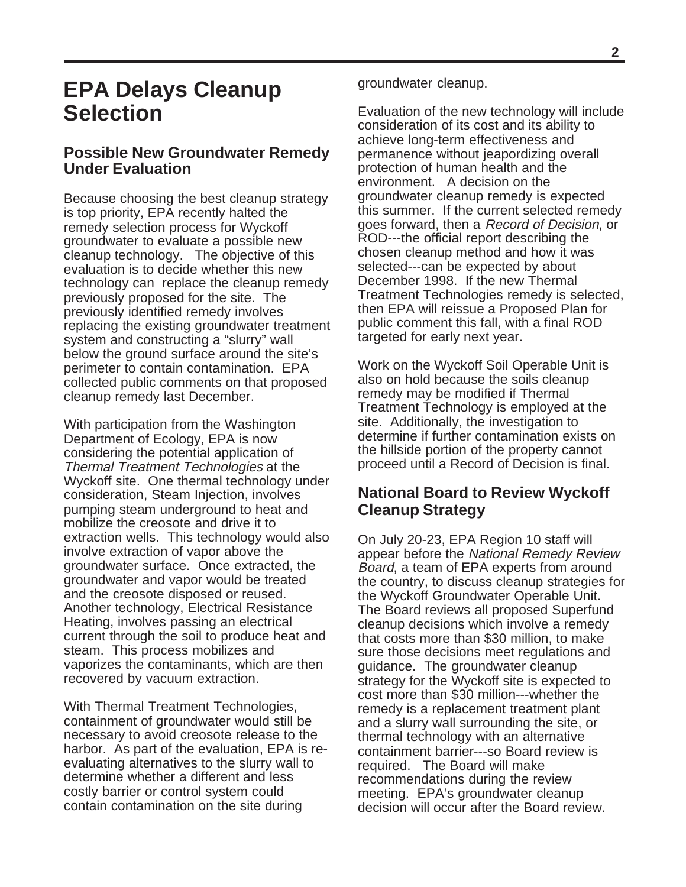# EPA Delays Cleanup Selection

## Possible New Groundwater Remedy Under Evaluation

Because choosing the best cleanup strategy is top priority, EPA recently halted the remedy selection process for Wyckoff groundwater to evaluate a possible new cleanup technology. The objective of this evaluation is to decide whether this new technology can replace the cleanup remedy previously proposed for the site. The previously identified remedy involves replacing the existing groundwater treatment system and constructing a "slurry" wall below the ground surface around the site's perimeter to contain contamination. EPA collected public comments on that proposed cleanup remedy last December.

With participation from the Washington Department of Ecology, EPA is now considering the potential application of *Thermal Treatment Technologies* at the Wyckoff site. One thermal technology under consideration, Steam Injection, involves pumping steam underground to heat and mobilize the creosote and drive it to extraction wells. This technology would also involve extraction of vapor above the groundwater surface. Once extracted, the groundwater and vapor would be treated and the creosote disposed or reused. Another technology, Electrical Resistance Heating, involves passing an electrical current through the soil to produce heat and steam. This process mobilizes and vaporizes the contaminants, which are then recovered by vacuum extraction.

With Thermal Treatment Technologies, containment of groundwater would still be necessary to avoid creosote release to the harbor. As part of the evaluation, EPA is re-evaluating alternatives to the slurry wall to determine whether a different and less costly barrier or control system could contain contamination on the site during groundwater cleanup.

Evaluation of the new technology will include consideration of its cost and its ability to achieve long-term effectiveness and permanence without jeapordizing overall protection of human health and the environment. A decision on the groundwater cleanup remedy is expected this summer. If the current selected remedy goes forward, then a *Record of Decision*, or ROD---the official report describing the chosen cleanup method and how it was selected---can be expected by about December 1998. If the new Thermal Treatment Technologies remedy is selected, then EPA will reissue a Proposed Plan for public comment this fall, with a final ROD targeted for early next year.

Work on the Wyckoff Soil Operable Unit is also on hold because the soils cleanup remedy may be modified if Thermal Treatment Technology is employed at the site. Additionally, the investigation to determine if further contamination exists on the hillside portion of the property cannot proceed until a Record of Decision is final.

## National Board to Review Wyckoff Cleanup Strategy

On July 20-23, EPA Region 10 staff will appear before the *National Remedy Review Board*, a team of EPA experts from around the country, to discuss cleanup strategies for the Wyckoff Groundwater Operable Unit. The Board reviews all proposed Superfund cleanup decisions which involve a remedy that costs more than $30 million, to make sure those decisions meet regulations and guidance. The groundwater cleanup strategy for the Wyckoff site is expected to cost more than $30 million---whether the remedy is a replacement treatment plant and a slurry wall surrounding the site, or thermal technology with an alternative containment barrier---so Board review is required. The Board will make recommendations during the review meeting. EPA's groundwater cleanup decision will occur after the Board review.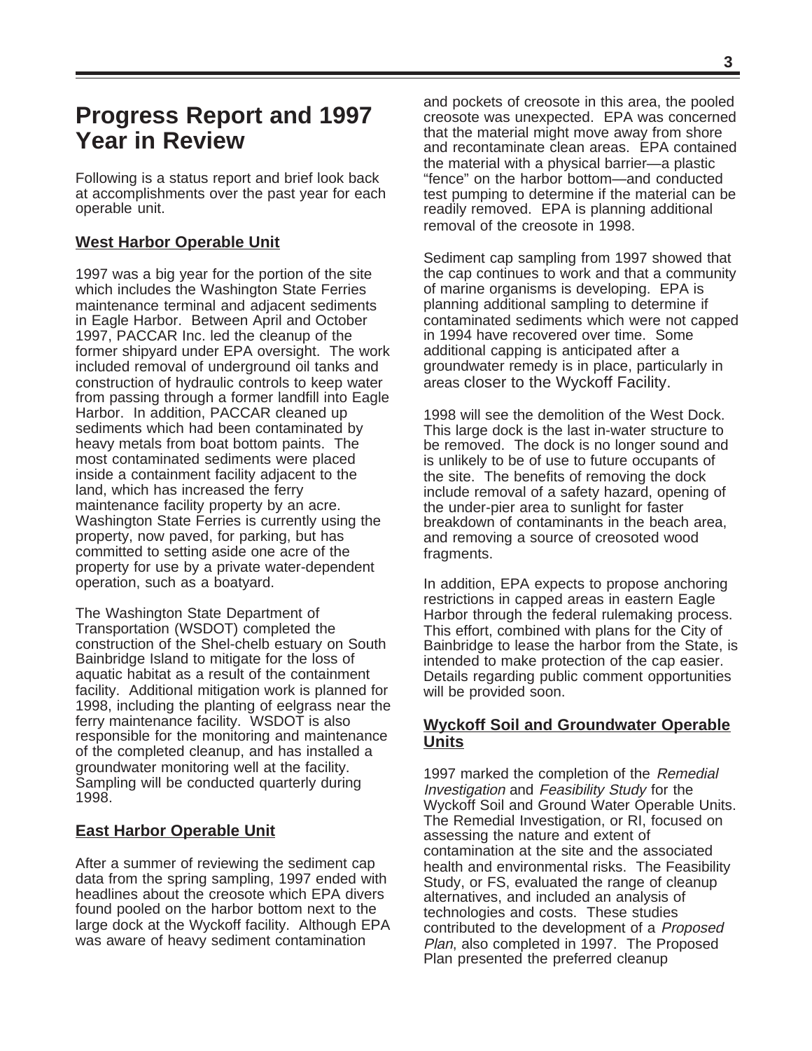# Progress Report and 1997 Year in Review

Following is a status report and brief look back at accomplishments over the past year for each operable unit.

## West Harbor Operable Unit

1997 was a big year for the portion of the site which includes the Washington State Ferries maintenance terminal and adjacent sediments in Eagle Harbor. Between April and October 1997, PACCAR Inc. led the cleanup of the former shipyard under EPA oversight. The work included removal of underground oil tanks and construction of hydraulic controls to keep water from passing through a former landfill into Eagle Harbor. In addition, PACCAR cleaned up sediments which had been contaminated by heavy metals from boat bottom paints. The most contaminated sediments were placed inside a containment facility adjacent to the land, which has increased the ferry maintenance facility property by an acre. Washington State Ferries is currently using the property, now paved, for parking, but has committed to setting aside one acre of the property for use by a private water-dependent operation, such as a boatyard.

The Washington State Department of Transportation (WSDOT) completed the construction of the Shel-chelb estuary on South Bainbridge Island to mitigate for the loss of aquatic habitat as a result of the containment facility. Additional mitigation work is planned for 1998, including the planting of eelgrass near the ferry maintenance facility. WSDOT is also responsible for the monitoring and maintenance of the completed cleanup, and has installed a groundwater monitoring well at the facility. Sampling will be conducted quarterly during 1998.

## East Harbor Operable Unit

After a summer of reviewing the sediment cap data from the spring sampling, 1997 ended with headlines about the creosote which EPA divers found pooled on the harbor bottom next to the large dock at the Wyckoff facility. Although EPA was aware of heavy sediment contamination and pockets of creosote in this area, the pooled creosote was unexpected. EPA was concerned that the material might move away from shore and recontaminate clean areas. EPA contained the material with a physical barrier—a plastic "fence" on the harbor bottom—and conducted test pumping to determine if the material can be readily removed. EPA is planning additional removal of the creosote in 1998.

Sediment cap sampling from 1997 showed that the cap continues to work and that a community of marine organisms is developing. EPA is planning additional sampling to determine if contaminated sediments which were not capped in 1994 have recovered over time. Some additional capping is anticipated after a groundwater remedy is in place, particularly in areas closer to the Wyckoff Facility.

1998 will see the demolition of the West Dock. This large dock is the last in-water structure to be removed. The dock is no longer sound and is unlikely to be of use to future occupants of the site. The benefits of removing the dock include removal of a safety hazard, opening of the under-pier area to sunlight for faster breakdown of contaminants in the beach area, and removing a source of creosoted wood fragments.

In addition, EPA expects to propose anchoring restrictions in capped areas in eastern Eagle Harbor through the federal rulemaking process. This effort, combined with plans for the City of Bainbridge to lease the harbor from the State, is intended to make protection of the cap easier. Details regarding public comment opportunities will be provided soon.

## Wyckoff Soil and Groundwater Operable Units

1997 marked the completion of the *Remedial Investigation* and *Feasibility Study* for the Wyckoff Soil and Ground Water Operable Units. The Remedial Investigation, or RI, focused on assessing the nature and extent of contamination at the site and the associated health and environmental risks. The Feasibility Study, or FS, evaluated the range of cleanup alternatives, and included an analysis of technologies and costs. These studies contributed to the development of a *Proposed Plan*, also completed in 1997. The Proposed Plan presented the preferred cleanup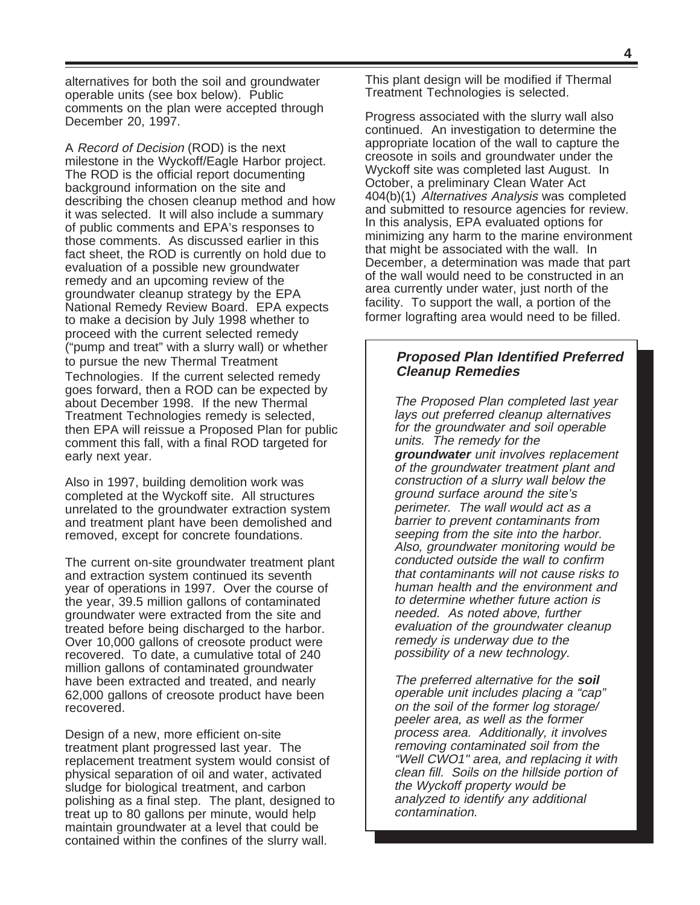alternatives for both the soil and groundwater operable units (see box below). Public comments on the plan were accepted through December 20, 1997.

A *Record of Decision* (ROD) is the next milestone in the Wyckoff/Eagle Harbor project. The ROD is the official report documenting background information on the site and describing the chosen cleanup method and how it was selected. It will also include a summary of public comments and EPA's responses to those comments. As discussed earlier in this fact sheet, the ROD is currently on hold due to evaluation of a possible new groundwater remedy and an upcoming review of the groundwater cleanup strategy by the EPA National Remedy Review Board. EPA expects to make a decision by July 1998 whether to proceed with the current selected remedy ("pump and treat" with a slurry wall) or whether to pursue the new Thermal Treatment Technologies. If the current selected remedy goes forward, then a ROD can be expected by about December 1998. If the new Thermal Treatment Technologies remedy is selected, then EPA will reissue a Proposed Plan for public comment this fall, with a final ROD targeted for early next year.

Also in 1997, building demolition work was completed at the Wyckoff site. All structures unrelated to the groundwater extraction system and treatment plant have been demolished and removed, except for concrete foundations.

The current on-site groundwater treatment plant and extraction system continued its seventh year of operations in 1997. Over the course of the year, 39.5 million gallons of contaminated groundwater were extracted from the site and treated before being discharged to the harbor. Over 10,000 gallons of creosote product were recovered. To date, a cumulative total of 240 million gallons of contaminated groundwater have been extracted and treated, and nearly 62,000 gallons of creosote product have been recovered.

Design of a new, more efficient on-site treatment plant progressed last year. The replacement treatment system would consist of physical separation of oil and water, activated sludge for biological treatment, and carbon polishing as a final step. The plant, designed to treat up to 80 gallons per minute, would help maintain groundwater at a level that could be contained within the confines of the slurry wall. This plant design will be modified if Thermal Treatment Technologies is selected.

Progress associated with the slurry wall also continued. An investigation to determine the appropriate location of the wall to capture the creosote in soils and groundwater under the Wyckoff site was completed last August. In October, a preliminary Clean Water Act 404(b)(1) *Alternatives Analysis* was completed and submitted to resource agencies for review. In this analysis, EPA evaluated options for minimizing any harm to the marine environment that might be associated with the wall. In December, a determination was made that part of the wall would need to be constructed in an area currently under water, just north of the facility. To support the wall, a portion of the former lografting area would need to be filled.

### *Proposed Plan Identified Preferred Cleanup Remedies*

*The Proposed Plan completed last year lays out preferred cleanup alternatives for the groundwater and soil operable units. The remedy for the* ***groundwater*** *unit involves replacement of the groundwater treatment plant and construction of a slurry wall below the ground surface around the site's perimeter. The wall would act as a barrier to prevent contaminants from seeping from the site into the harbor. Also, groundwater monitoring would be conducted outside the wall to confirm that contaminants will not cause risks to human health and the environment and to determine whether future action is needed. As noted above, further evaluation of the groundwater cleanup remedy is underway due to the possibility of a new technology.*

*The preferred alternative for the* ***soil*** *operable unit includes placing a "cap" on the soil of the former log storage/ peeler area, as well as the former process area. Additionally, it involves removing contaminated soil from the "Well CWO1" area, and replacing it with clean fill. Soils on the hillside portion of the Wyckoff property would be analyzed to identify any additional contamination.*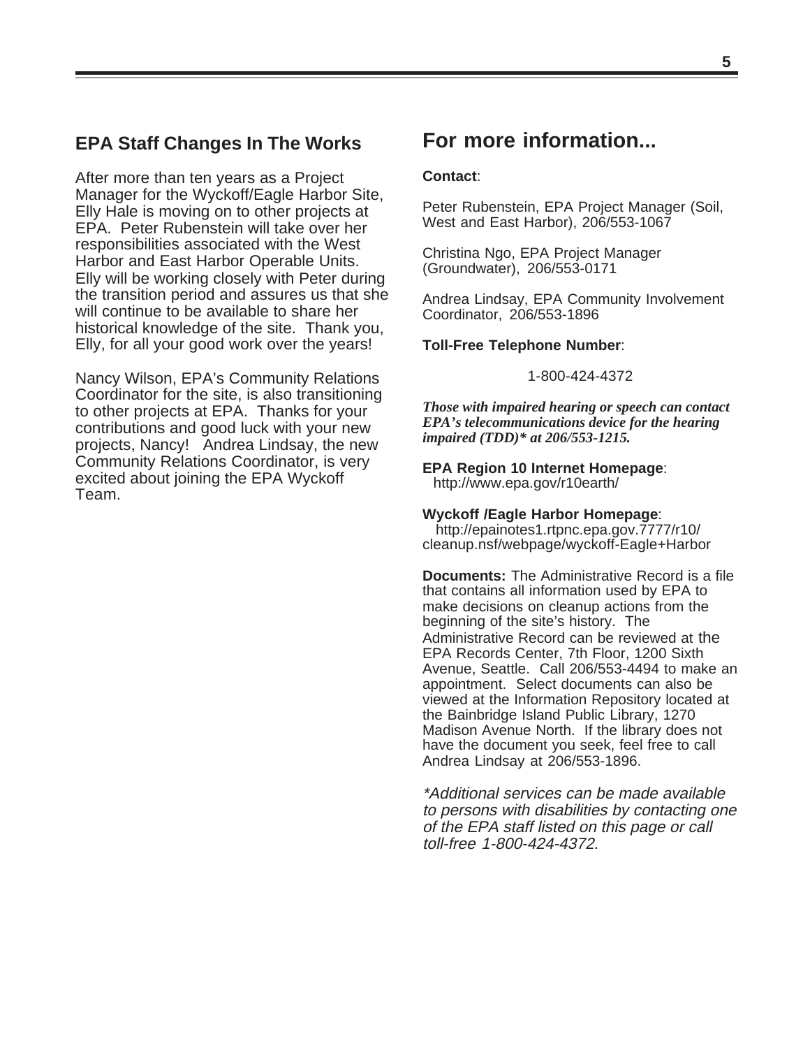## EPA Staff Changes In The Works

After more than ten years as a Project Manager for the Wyckoff/Eagle Harbor Site, Elly Hale is moving on to other projects at EPA. Peter Rubenstein will take over her responsibilities associated with the West Harbor and East Harbor Operable Units. Elly will be working closely with Peter during the transition period and assures us that she will continue to be available to share her historical knowledge of the site. Thank you, Elly, for all your good work over the years!

Nancy Wilson, EPA's Community Relations Coordinator for the site, is also transitioning to other projects at EPA. Thanks for your contributions and good luck with your new projects, Nancy! Andrea Lindsay, the new Community Relations Coordinator, is very excited about joining the EPA Wyckoff Team.

# For more information...

**Contact**:

Peter Rubenstein, EPA Project Manager (Soil, West and East Harbor), 206/553-1067

Christina Ngo, EPA Project Manager (Groundwater), 206/553-0171

Andrea Lindsay, EPA Community Involvement Coordinator, 206/553-1896

**Toll-Free Telephone Number**:

1-800-424-4372

***Those with impaired hearing or speech can contact EPA's telecommunications device for the hearing impaired (TDD)* at 206/553-1215.***

**EPA Region 10 Internet Homepage**:
http://www.epa.gov/r10earth/

**Wyckoff /Eagle Harbor Homepage**:
http://epainotes1.rtpnc.epa.gov.7777/r10/cleanup.nsf/webpage/wyckoff-Eagle+Harbor

**Documents:** The Administrative Record is a file that contains all information used by EPA to make decisions on cleanup actions from the beginning of the site's history. The Administrative Record can be reviewed at the EPA Records Center, 7th Floor, 1200 Sixth Avenue, Seattle. Call 206/553-4494 to make an appointment. Select documents can also be viewed at the Information Repository located at the Bainbridge Island Public Library, 1270 Madison Avenue North. If the library does not have the document you seek, feel free to call Andrea Lindsay at 206/553-1896.

*\*Additional services can be made available to persons with disabilities by contacting one of the EPA staff listed on this page or call toll-free 1-800-424-4372.*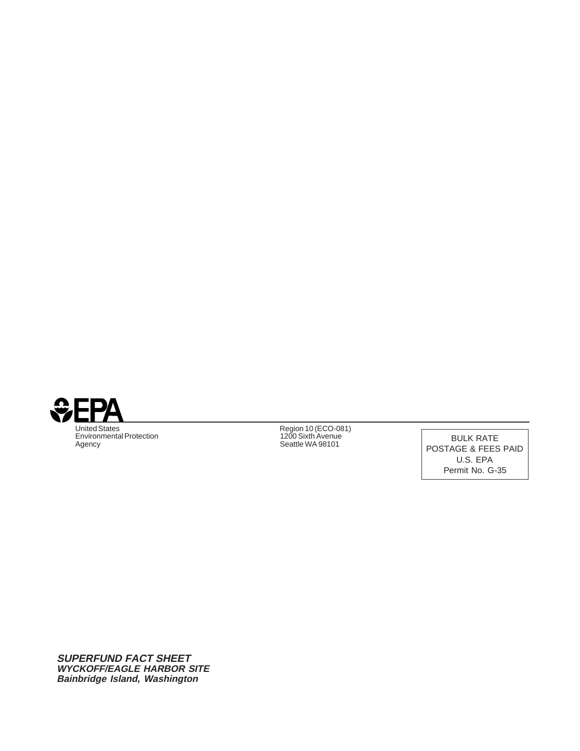EPA

United States
Environmental Protection
Agency

Region 10 (ECO-081)
1200 Sixth Avenue
Seattle WA 98101

BULK RATE
POSTAGE & FEES PAID
U.S. EPA
Permit No. G-35

***SUPERFUND FACT SHEET***
***WYCKOFF/EAGLE HARBOR SITE***
***Bainbridge Island, Washington***